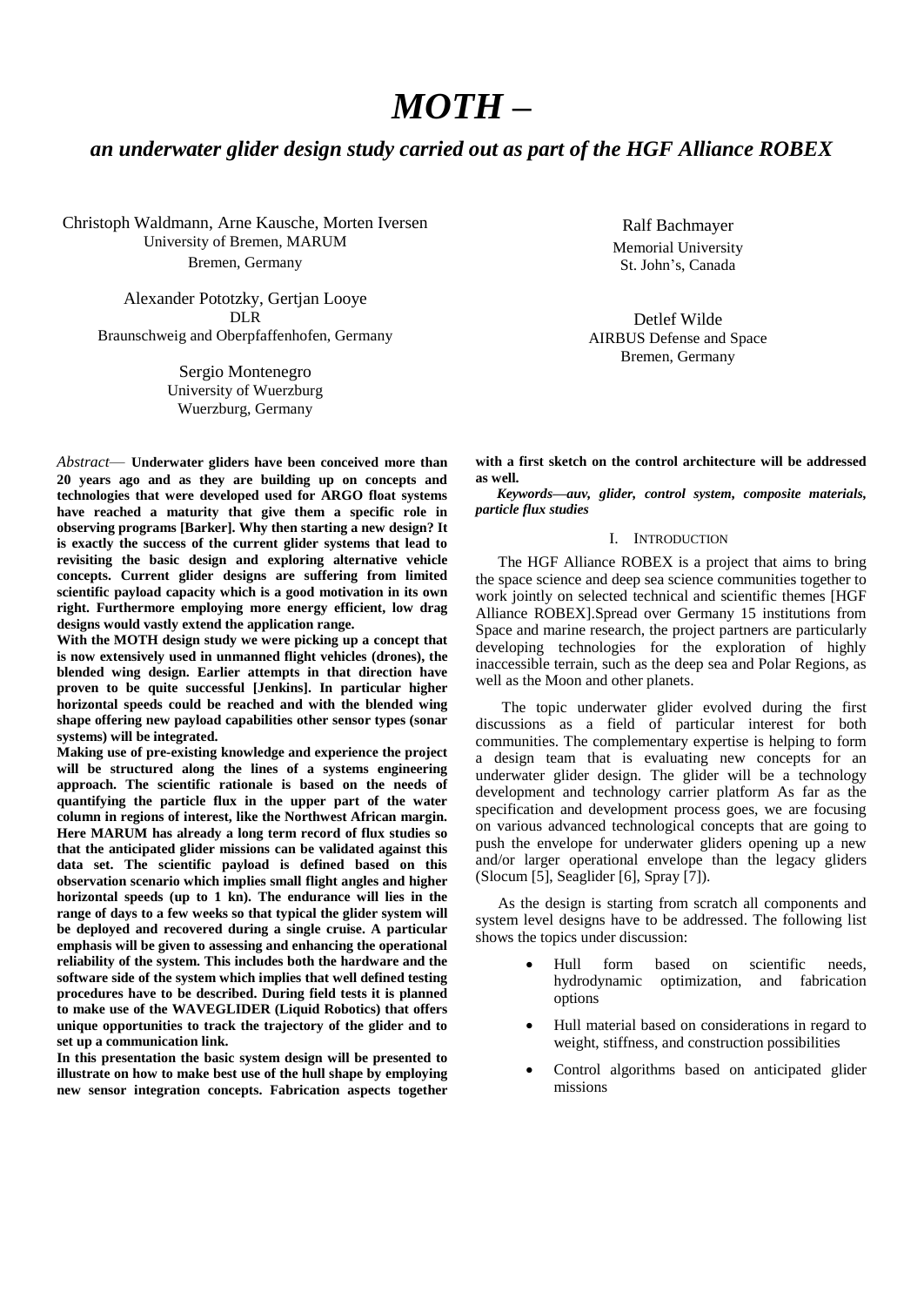# *MOTH –*

## *an underwater glider design study carried out as part of the HGF Alliance ROBEX*

Christoph Waldmann, Arne Kausche, Morten Iversen
University of Bremen, MARUM
Bremen, Germany

Alexander Pototzky, Gertjan Looye
DLR
Braunschweig and Oberpfaffenhofen, Germany

Sergio Montenegro
University of Wuerzburg
Wuerzburg, Germany

Ralf Bachmayer
Memorial University
St. John's, Canada

Detlef Wilde
AIRBUS Defense and Space
Bremen, Germany

*Abstract*— **Underwater gliders have been conceived more than 20 years ago and as they are building up on concepts and technologies that were developed used for ARGO float systems have reached a maturity that give them a specific role in observing programs [Barker]. Why then starting a new design? It is exactly the success of the current glider systems that lead to revisiting the basic design and exploring alternative vehicle concepts. Current glider designs are suffering from limited scientific payload capacity which is a good motivation in its own right. Furthermore employing more energy efficient, low drag designs would vastly extend the application range.**

**With the MOTH design study we were picking up a concept that is now extensively used in unmanned flight vehicles (drones), the blended wing design. Earlier attempts in that direction have proven to be quite successful [Jenkins]. In particular higher horizontal speeds could be reached and with the blended wing shape offering new payload capabilities other sensor types (sonar systems) will be integrated.**

**Making use of pre-existing knowledge and experience the project will be structured along the lines of a systems engineering approach. The scientific rationale is based on the needs of quantifying the particle flux in the upper part of the water column in regions of interest, like the Northwest African margin. Here MARUM has already a long term record of flux studies so that the anticipated glider missions can be validated against this data set. The scientific payload is defined based on this observation scenario which implies small flight angles and higher horizontal speeds (up to 1 kn). The endurance will lies in the range of days to a few weeks so that typical the glider system will be deployed and recovered during a single cruise. A particular emphasis will be given to assessing and enhancing the operational reliability of the system. This includes both the hardware and the software side of the system which implies that well defined testing procedures have to be described. During field tests it is planned to make use of the WAVEGLIDER (Liquid Robotics) that offers unique opportunities to track the trajectory of the glider and to set up a communication link.**

**In this presentation the basic system design will be presented to illustrate on how to make best use of the hull shape by employing new sensor integration concepts. Fabrication aspects together with a first sketch on the control architecture will be addressed as well.**

***Keywords—auv, glider, control system, composite materials, particle flux studies***

## I. INTRODUCTION

The HGF Alliance ROBEX is a project that aims to bring the space science and deep sea science communities together to work jointly on selected technical and scientific themes [HGF Alliance ROBEX].Spread over Germany 15 institutions from Space and marine research, the project partners are particularly developing technologies for the exploration of highly inaccessible terrain, such as the deep sea and Polar Regions, as well as the Moon and other planets.

The topic underwater glider evolved during the first discussions as a field of particular interest for both communities. The complementary expertise is helping to form a design team that is evaluating new concepts for an underwater glider design. The glider will be a technology development and technology carrier platform As far as the specification and development process goes, we are focusing on various advanced technological concepts that are going to push the envelope for underwater gliders opening up a new and/or larger operational envelope than the legacy gliders (Slocum [5], Seaglider [6], Spray [7]).

As the design is starting from scratch all components and system level designs have to be addressed. The following list shows the topics under discussion:

- Hull form based on scientific needs, hydrodynamic optimization, and fabrication options
- Hull material based on considerations in regard to weight, stiffness, and construction possibilities
- Control algorithms based on anticipated glider missions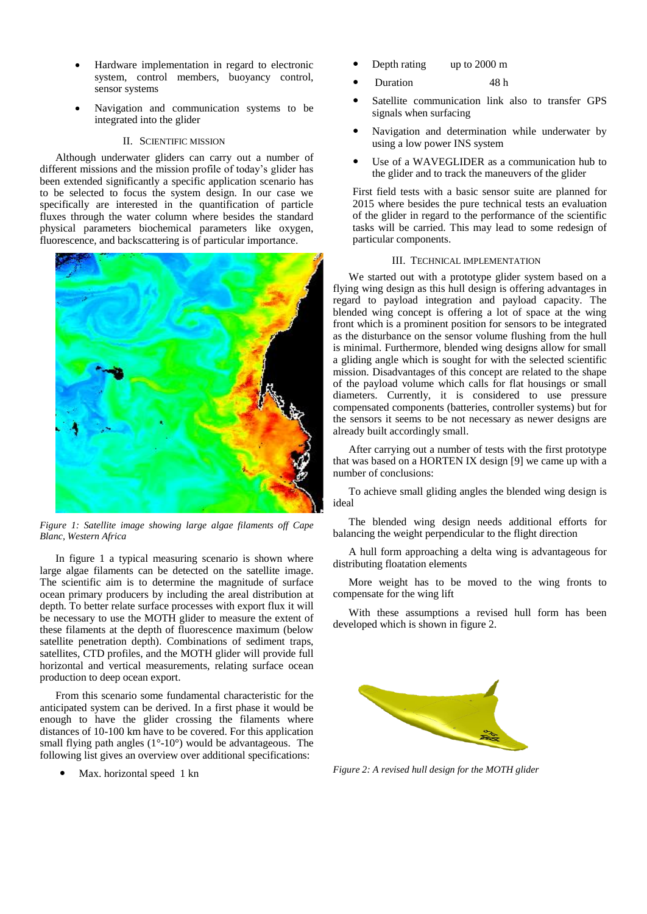- Hardware implementation in regard to electronic system, control members, buoyancy control, sensor systems
- Navigation and communication systems to be integrated into the glider

## II. Scientific Mission

Although underwater gliders can carry out a number of different missions and the mission profile of today's glider has been extended significantly a specific application scenario has to be selected to focus the system design. In our case we specifically are interested in the quantification of particle fluxes through the water column where besides the standard physical parameters biochemical parameters like oxygen, fluorescence, and backscattering is of particular importance.

*Figure 1: Satellite image showing large algae filaments off Cape Blanc, Western Africa*

In figure 1 a typical measuring scenario is shown where large algae filaments can be detected on the satellite image. The scientific aim is to determine the magnitude of surface ocean primary producers by including the areal distribution at depth. To better relate surface processes with export flux it will be necessary to use the MOTH glider to measure the extent of these filaments at the depth of fluorescence maximum (below satellite penetration depth). Combinations of sediment traps, satellites, CTD profiles, and the MOTH glider will provide full horizontal and vertical measurements, relating surface ocean production to deep ocean export.

From this scenario some fundamental characteristic for the anticipated system can be derived. In a first phase it would be enough to have the glider crossing the filaments where distances of 10-100 km have to be covered. For this application small flying path angles (1°-10°) would be advantageous. The following list gives an overview over additional specifications:

- Max. horizontal speed 1 kn
- Depth rating up to 2000 m
- Duration 48 h
- Satellite communication link also to transfer GPS signals when surfacing
- Navigation and determination while underwater by using a low power INS system
- Use of a WAVEGLIDER as a communication hub to the glider and to track the maneuvers of the glider

First field tests with a basic sensor suite are planned for 2015 where besides the pure technical tests an evaluation of the glider in regard to the performance of the scientific tasks will be carried. This may lead to some redesign of particular components.

## III. Technical Implementation

We started out with a prototype glider system based on a flying wing design as this hull design is offering advantages in regard to payload integration and payload capacity. The blended wing concept is offering a lot of space at the wing front which is a prominent position for sensors to be integrated as the disturbance on the sensor volume flushing from the hull is minimal. Furthermore, blended wing designs allow for small a gliding angle which is sought for with the selected scientific mission. Disadvantages of this concept are related to the shape of the payload volume which calls for flat housings or small diameters. Currently, it is considered to use pressure compensated components (batteries, controller systems) but for the sensors it seems to be not necessary as newer designs are already built accordingly small.

After carrying out a number of tests with the first prototype that was based on a HORTEN IX design [9] we came up with a number of conclusions:

To achieve small gliding angles the blended wing design is ideal

The blended wing design needs additional efforts for balancing the weight perpendicular to the flight direction

A hull form approaching a delta wing is advantageous for distributing floatation elements

More weight has to be moved to the wing fronts to compensate for the wing lift

With these assumptions a revised hull form has been developed which is shown in figure 2.

*Figure 2: A revised hull design for the MOTH glider*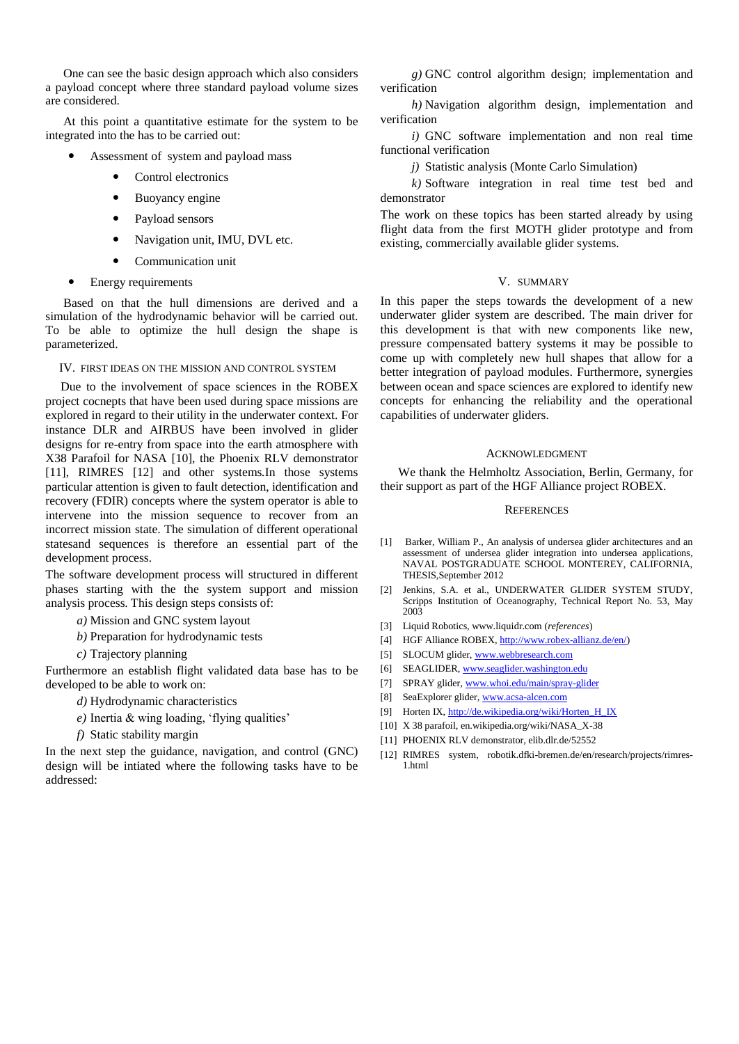One can see the basic design approach which also considers a payload concept where three standard payload volume sizes are considered.

At this point a quantitative estimate for the system to be integrated into the has to be carried out:

- Assessment of system and payload mass
  - Control electronics
  - Buoyancy engine
  - Payload sensors
  - Navigation unit, IMU, DVL etc.
  - Communication unit
- Energy requirements

Based on that the hull dimensions are derived and a simulation of the hydrodynamic behavior will be carried out. To be able to optimize the hull design the shape is parameterized.

## IV. First Ideas on the Mission and Control System

Due to the involvement of space sciences in the ROBEX project cocnepts that have been used during space missions are explored in regard to their utility in the underwater context. For instance DLR and AIRBUS have been involved in glider designs for re-entry from space into the earth atmosphere with X38 Parafoil for NASA [10], the Phoenix RLV demonstrator [11], RIMRES [12] and other systems.In those systems particular attention is given to fault detection, identification and recovery (FDIR) concepts where the system operator is able to intervene into the mission sequence to recover from an incorrect mission state. The simulation of different operational statesand sequences is therefore an essential part of the development process.

The software development process will structured in different phases starting with the the system support and mission analysis process. This design steps consists of:

*a)* Mission and GNC system layout

*b)* Preparation for hydrodynamic tests

*c)* Trajectory planning

Furthermore an establish flight validated data base has to be developed to be able to work on:

*d)* Hydrodynamic characteristics

*e)* Inertia & wing loading, 'flying qualities'

*f)* Static stability margin

In the next step the guidance, navigation, and control (GNC) design will be intiated where the following tasks have to be addressed:

*g)* GNC control algorithm design; implementation and verification

*h)* Navigation algorithm design, implementation and verification

*i)* GNC software implementation and non real time functional verification

*j)* Statistic analysis (Monte Carlo Simulation)

*k)* Software integration in real time test bed and demonstrator

The work on these topics has been started already by using flight data from the first MOTH glider prototype and from existing, commercially available glider systems.

## V. Summary

In this paper the steps towards the development of a new underwater glider system are described. The main driver for this development is that with new components like new, pressure compensated battery systems it may be possible to come up with completely new hull shapes that allow for a better integration of payload modules. Furthermore, synergies between ocean and space sciences are explored to identify new concepts for enhancing the reliability and the operational capabilities of underwater gliders.

## Acknowledgment

We thank the Helmholtz Association, Berlin, Germany, for their support as part of the HGF Alliance project ROBEX.

## References

[1] Barker, William P., An analysis of undersea glider architectures and an assessment of undersea glider integration into undersea applications, NAVAL POSTGRADUATE SCHOOL MONTEREY, CALIFORNIA, THESIS,September 2012

[2] Jenkins, S.A. et al., UNDERWATER GLIDER SYSTEM STUDY, Scripps Institution of Oceanography, Technical Report No. 53, May 2003

[3] Liquid Robotics, www.liquidr.com (*references*)

[4] HGF Alliance ROBEX, http://www.robex-allianz.de/en/)

[5] SLOCUM glider, www.webbresearch.com

[6] SEAGLIDER, www.seaglider.washington.edu

[7] SPRAY glider, www.whoi.edu/main/spray-glider

[8] SeaExplorer glider, www.acsa-alcen.com

[9] Horten IX, http://de.wikipedia.org/wiki/Horten_H_IX

[10] X 38 parafoil, en.wikipedia.org/wiki/NASA_X-38

[11] PHOENIX RLV demonstrator, elib.dlr.de/52552

[12] RIMRES system, robotik.dfki-bremen.de/en/research/projects/rimres-1.html